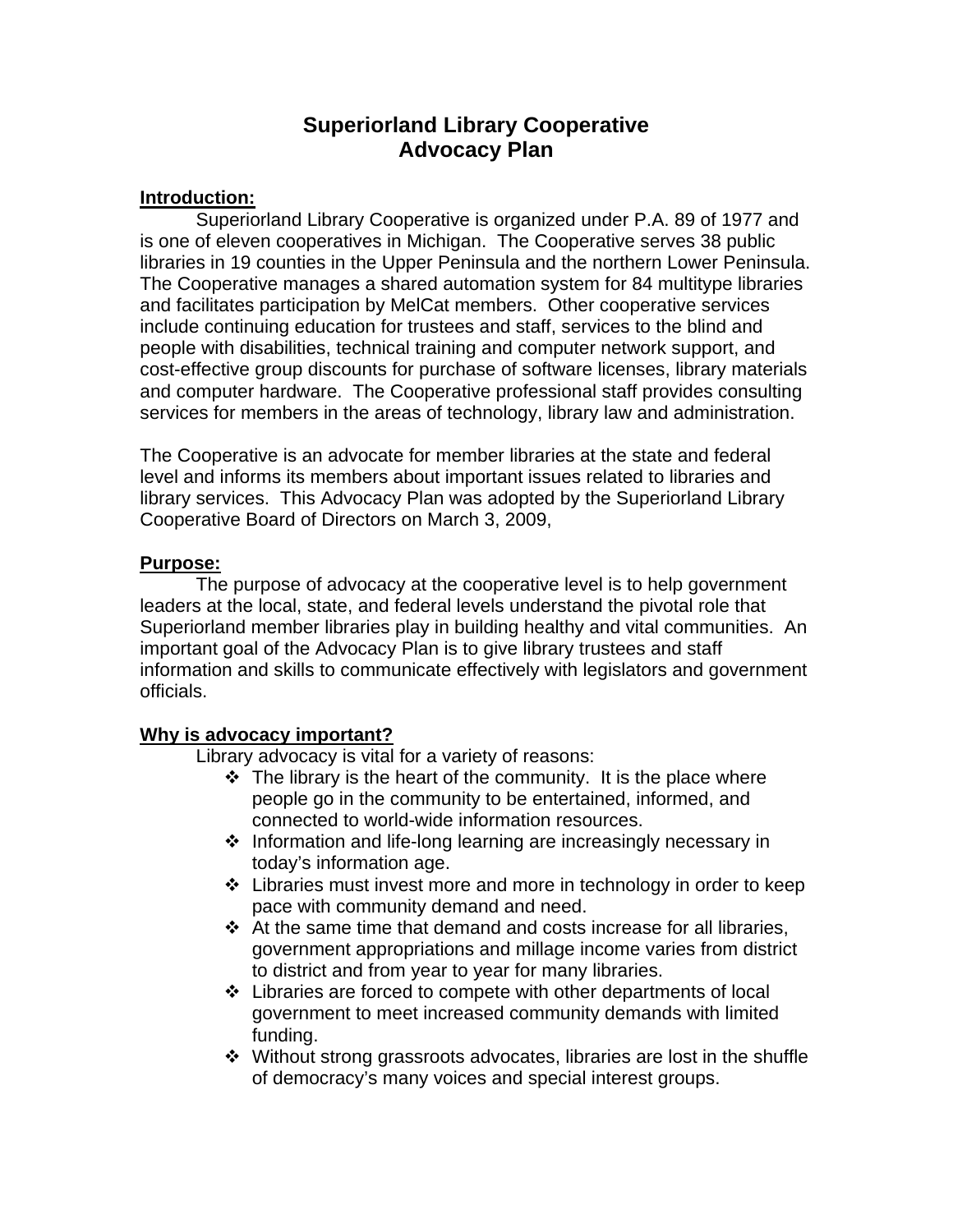# Superiorland Library Cooperative
# Advocacy Plan

**Introduction:**

Superiorland Library Cooperative is organized under P.A. 89 of 1977 and is one of eleven cooperatives in Michigan. The Cooperative serves 38 public libraries in 19 counties in the Upper Peninsula and the northern Lower Peninsula. The Cooperative manages a shared automation system for 84 multitype libraries and facilitates participation by MelCat members. Other cooperative services include continuing education for trustees and staff, services to the blind and people with disabilities, technical training and computer network support, and cost-effective group discounts for purchase of software licenses, library materials and computer hardware. The Cooperative professional staff provides consulting services for members in the areas of technology, library law and administration.

The Cooperative is an advocate for member libraries at the state and federal level and informs its members about important issues related to libraries and library services. This Advocacy Plan was adopted by the Superiorland Library Cooperative Board of Directors on March 3, 2009,

**Purpose:**

The purpose of advocacy at the cooperative level is to help government leaders at the local, state, and federal levels understand the pivotal role that Superiorland member libraries play in building healthy and vital communities. An important goal of the Advocacy Plan is to give library trustees and staff information and skills to communicate effectively with legislators and government officials.

**Why is advocacy important?**

Library advocacy is vital for a variety of reasons:

- The library is the heart of the community. It is the place where people go in the community to be entertained, informed, and connected to world-wide information resources.
- Information and life-long learning are increasingly necessary in today's information age.
- Libraries must invest more and more in technology in order to keep pace with community demand and need.
- At the same time that demand and costs increase for all libraries, government appropriations and millage income varies from district to district and from year to year for many libraries.
- Libraries are forced to compete with other departments of local government to meet increased community demands with limited funding.
- Without strong grassroots advocates, libraries are lost in the shuffle of democracy's many voices and special interest groups.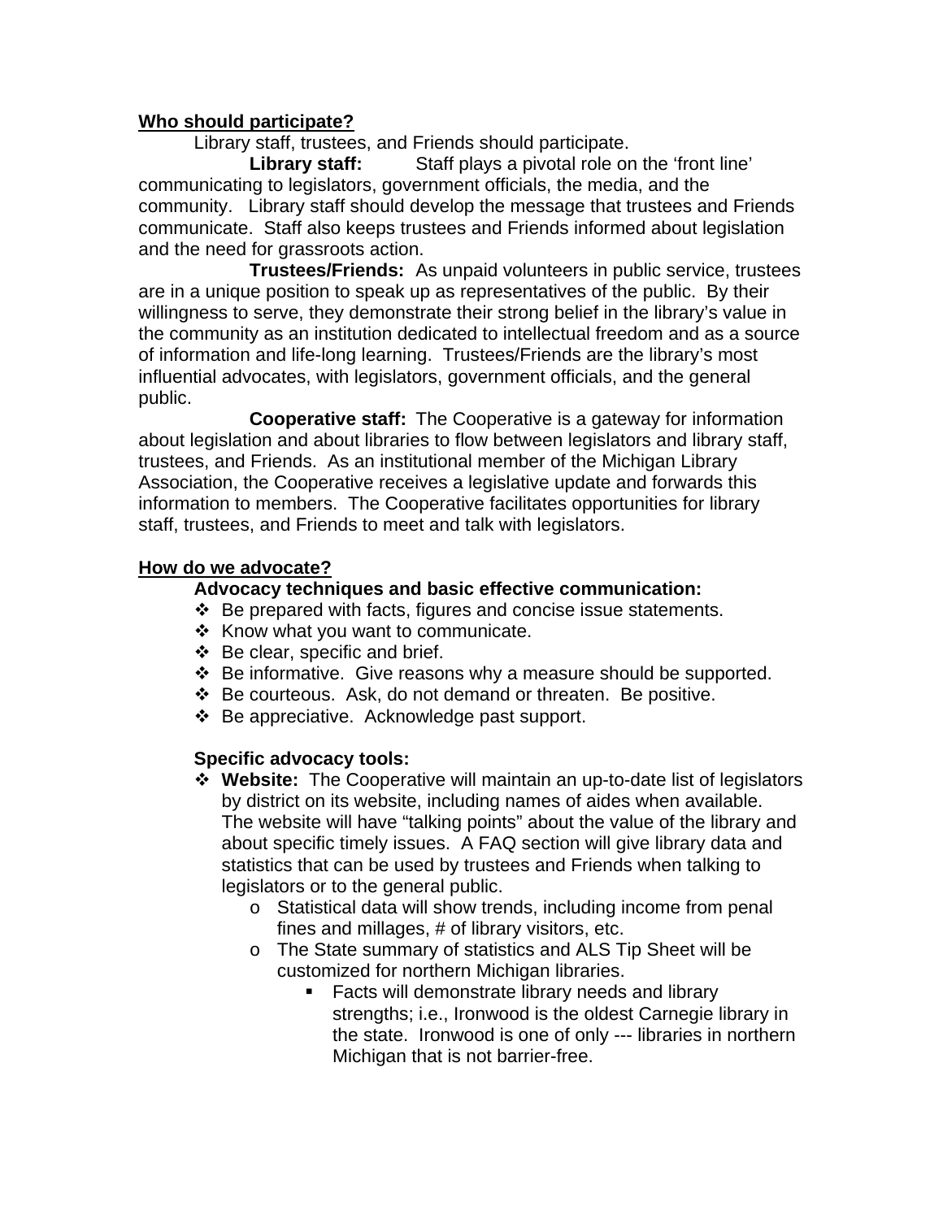**Who should participate?**

Library staff, trustees, and Friends should participate.

**Library staff:** Staff plays a pivotal role on the 'front line' communicating to legislators, government officials, the media, and the community. Library staff should develop the message that trustees and Friends communicate. Staff also keeps trustees and Friends informed about legislation and the need for grassroots action.

**Trustees/Friends:** As unpaid volunteers in public service, trustees are in a unique position to speak up as representatives of the public. By their willingness to serve, they demonstrate their strong belief in the library's value in the community as an institution dedicated to intellectual freedom and as a source of information and life-long learning. Trustees/Friends are the library's most influential advocates, with legislators, government officials, and the general public.

**Cooperative staff:** The Cooperative is a gateway for information about legislation and about libraries to flow between legislators and library staff, trustees, and Friends. As an institutional member of the Michigan Library Association, the Cooperative receives a legislative update and forwards this information to members. The Cooperative facilitates opportunities for library staff, trustees, and Friends to meet and talk with legislators.

**How do we advocate?**

**Advocacy techniques and basic effective communication:**

- Be prepared with facts, figures and concise issue statements.
- Know what you want to communicate.
- Be clear, specific and brief.
- Be informative. Give reasons why a measure should be supported.
- Be courteous. Ask, do not demand or threaten. Be positive.
- Be appreciative. Acknowledge past support.

**Specific advocacy tools:**

- **Website:** The Cooperative will maintain an up-to-date list of legislators by district on its website, including names of aides when available. The website will have "talking points" about the value of the library and about specific timely issues. A FAQ section will give library data and statistics that can be used by trustees and Friends when talking to legislators or to the general public.
  - Statistical data will show trends, including income from penal fines and millages, # of library visitors, etc.
  - The State summary of statistics and ALS Tip Sheet will be customized for northern Michigan libraries.
    - Facts will demonstrate library needs and library strengths; i.e., Ironwood is the oldest Carnegie library in the state. Ironwood is one of only --- libraries in northern Michigan that is not barrier-free.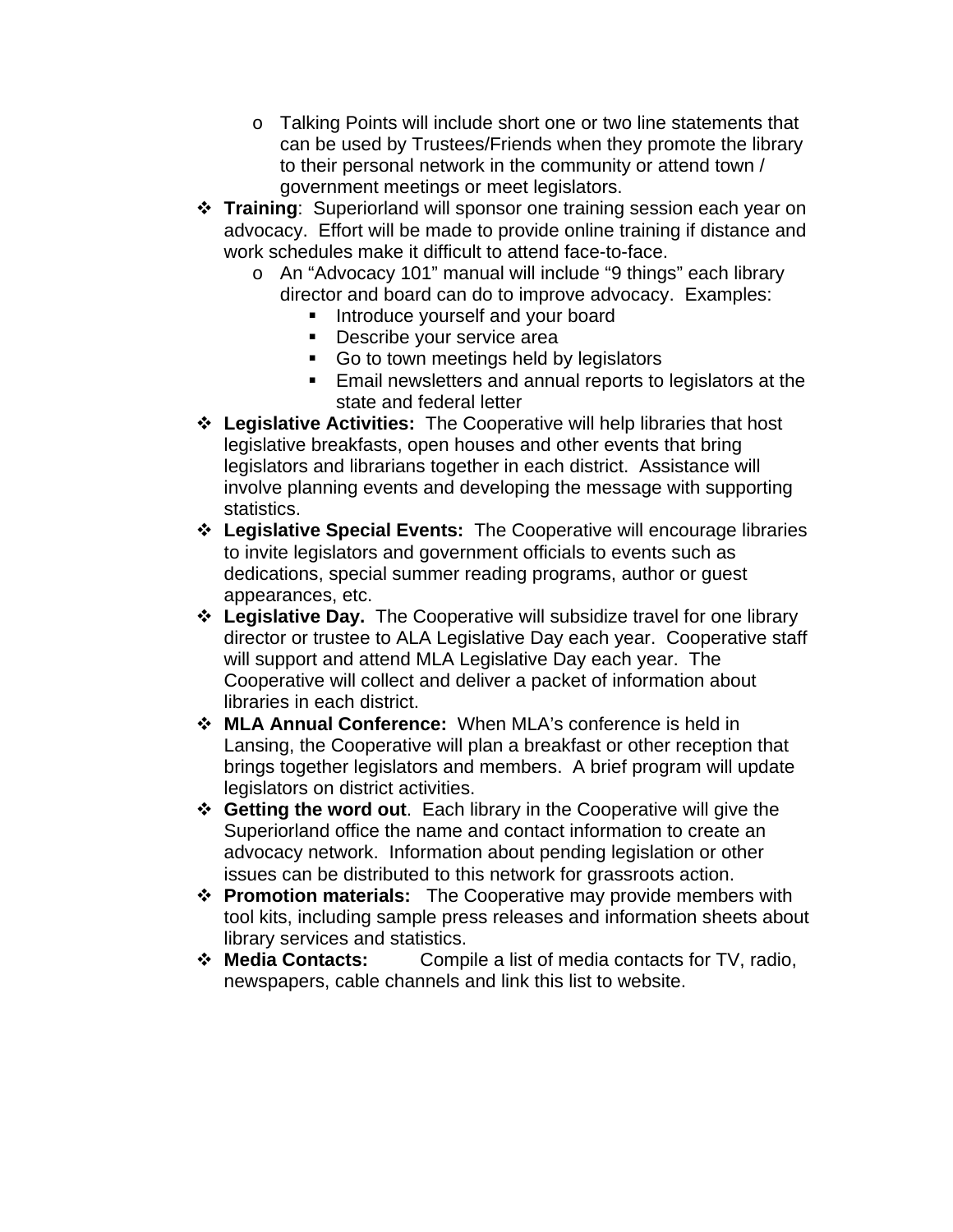- Talking Points will include short one or two line statements that can be used by Trustees/Friends when they promote the library to their personal network in the community or attend town / government meetings or meet legislators.
- **Training**: Superiorland will sponsor one training session each year on advocacy. Effort will be made to provide online training if distance and work schedules make it difficult to attend face-to-face.
    - An "Advocacy 101" manual will include "9 things" each library director and board can do to improve advocacy. Examples:
        - Introduce yourself and your board
        - Describe your service area
        - Go to town meetings held by legislators
        - Email newsletters and annual reports to legislators at the state and federal letter
- **Legislative Activities:** The Cooperative will help libraries that host legislative breakfasts, open houses and other events that bring legislators and librarians together in each district. Assistance will involve planning events and developing the message with supporting statistics.
- **Legislative Special Events:** The Cooperative will encourage libraries to invite legislators and government officials to events such as dedications, special summer reading programs, author or guest appearances, etc.
- **Legislative Day.** The Cooperative will subsidize travel for one library director or trustee to ALA Legislative Day each year. Cooperative staff will support and attend MLA Legislative Day each year. The Cooperative will collect and deliver a packet of information about libraries in each district.
- **MLA Annual Conference:** When MLA's conference is held in Lansing, the Cooperative will plan a breakfast or other reception that brings together legislators and members. A brief program will update legislators on district activities.
- **Getting the word out**. Each library in the Cooperative will give the Superiorland office the name and contact information to create an advocacy network. Information about pending legislation or other issues can be distributed to this network for grassroots action.
- **Promotion materials:** The Cooperative may provide members with tool kits, including sample press releases and information sheets about library services and statistics.
- **Media Contacts:** Compile a list of media contacts for TV, radio, newspapers, cable channels and link this list to website.